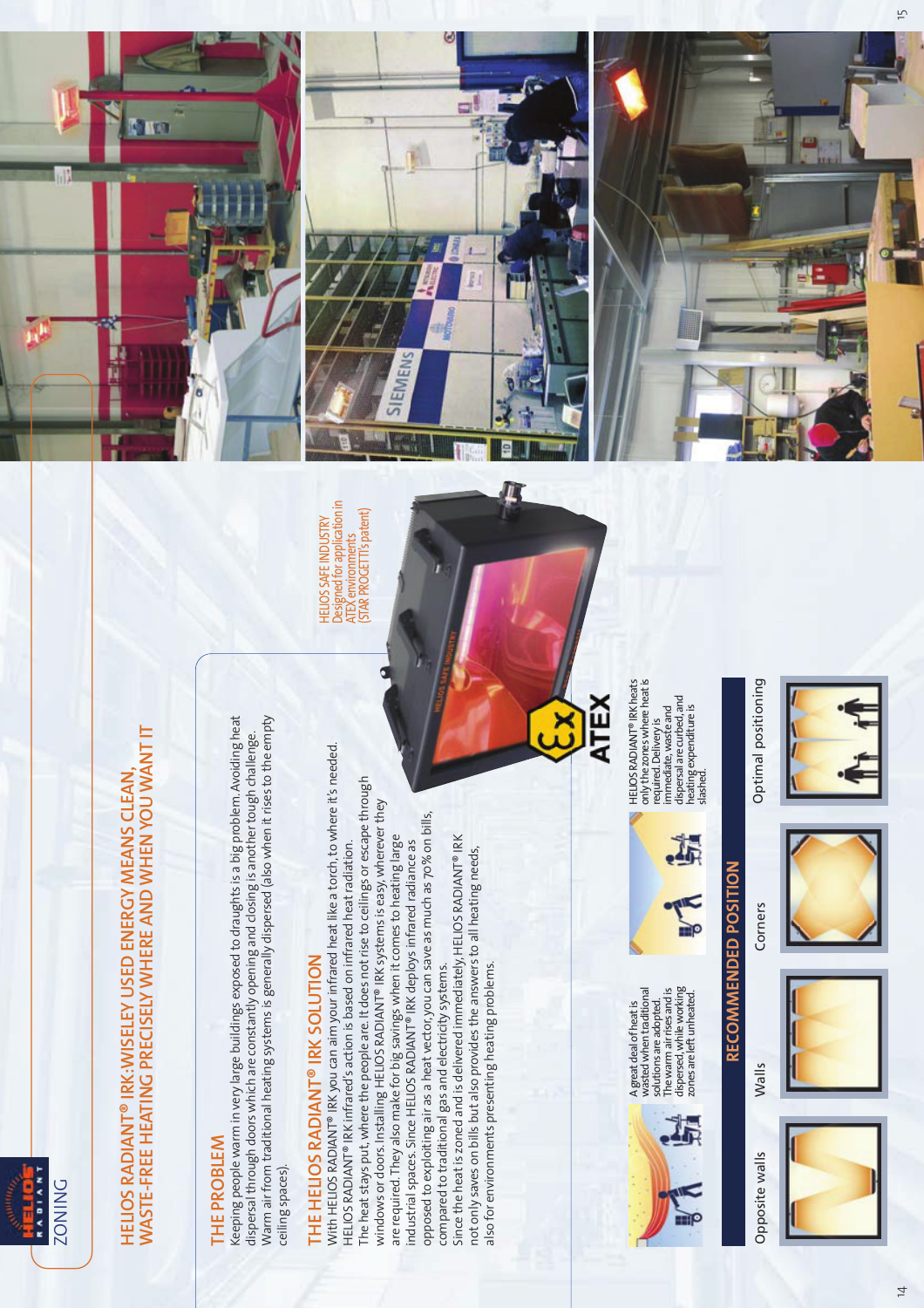ZONING

# HELIOS RADIANT® IRK: WISELEY USED ENERGY MEANS CLEAN, WASTE-FREE HEATING PRECISELY WHERE AND WHEN YOU WANT IT

## THE PROBLEM

Keeping people warm in very large buildings exposed to draughts is a big problem. Avoiding heat dispersal through doors which are constantly opening and closing is another tough challenge. Warm air from traditional heating systems is generally dispersed (also when it rises to the empty ceiling spaces).

## THE HELIOS RADIANT® IRK SOLUTION

With HELIOS RADIANT® IRK you can aim your infrared heat like a torch, to where it's needed. HELIOS RADIANT® IRK infrared's action is based on infrared heat radiation.
The heat stays put, where the people are. It does not rise to ceilings or escape through windows or doors. Installing HELIOS RADIANT® IRK systems is easy, wherever they are required. They also make for big savings when it comes to heating large industrial spaces. Since HELIOS RADIANT® IRK deploys infrared radiance as opposed to exploiting air as a heat vector, you can save as much as 70% on bills, compared to traditional gas and electricity systems.
Since the heat is zoned and is delivered immediately, HELIOS RADIANT® IRK not only saves on bills but also provides the answers to all heating needs, also for environments presenting heating problems.

HELIOS SAFE INDUSTRY
Designed for application in ATEX environments
(STAR PROGETTI's patent)

A great deal of heat is wasted when traditional solutions are adopted. The warm air rises and is dispersed, while working zones are left unheated.

HELIOS RADIANT® IRK heats only the zones where heat is required. Delivery is immediate, waste and dispersal are curbed, and heating expenditure is slashed.

## RECOMMENDED POSITION

Opposite walls — Walls — Corners — Optimal positioning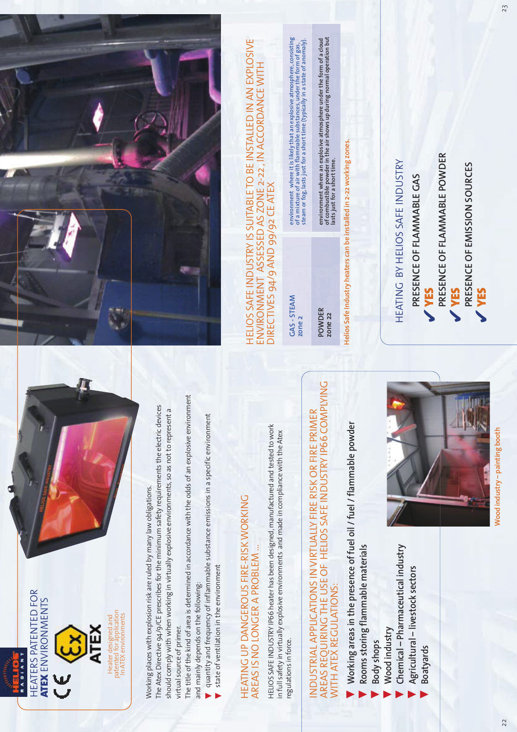# HEATERS PATENTED FOR **ATEX** ENVIRONMENTS

ATEX

Heater designed and patented for application in ATEX environments

Working places with explosion risk are ruled by many law obligations.
The Atex Directive 94/9/CE prescribes for the minimum safety requirements the electric devices should comply with when working in virtually explosive environments, so as not to represent a virtual source of primer.
The title of the kind of area is determined in accordance with the odds of an explosive environment and mainly depends on the following:

- quantity and frequency of inflammable substance emissions in a specific environment
- state of ventilation in the environment

## HEATING UP DANGEROUS FIRE-RISK WORKING AREAS IS NO LONGER A PROBLEM ...

HELIOS SAFE INDUSTRY IP66 heater has been designed, manufactured and tested to work in full safety in virtually explosive environments and made in compliance with the Atex regulations in force.

## INDUSTRIAL APPLICATIONS IN VIRTUALLY FIRE RISK OR FIRE PRIMER AREAS REQUIRING THE USE OF HELIOS SAFE INDUSTRY IP66 COMPLYING WITH ATEX REGULATIONS:

- **Working areas in the presence of fuel oil / fuel / flammable powder**
- **Rooms storing flammable materials**
- **Body shops**
- **Wood industry**
- **Chemical – Pharmaceutical industry**
- **Agricultural – livestock sectors**
- **Boatyards**

Wood industry – painting booth

## HELIOS SAFE INDUSTRY IS SUITABLE TO BE INSTALLED IN AN EXPLOSIVE ENVIRONMENT ASSESSED AS ZONE 2-22, IN ACCORDANCE WITH DIRECTIVES 94/9 AND 99/92 CE ATEX

| | |
|---|---|
| **GAS - STEAM** zone 2 | environment where it is likely that an explosive atmosphere, consisting of a mixture of air with flammable substances, under the form of gas, steam or fog, lasts just for a short time (typically in a state of anomaly). |
| **POWDER** zone 22 | environment where an explosive atmosphere under the form of a cloud of combustible powder in the air shows up during normal operation but lasts just for a short time. |

Helios Safe Industry heaters can be installed in 2-22 working zones.

## HEATING BY HELIOS SAFE INDUSTRY

**PRESENCE OF FLAMMABLE GAS**
✓ **YES**

**PRESENCE OF FLAMMABLE POWDER**
✓ **YES**

**PRESENCE OF EMISSION SOURCES**
✓ **YES**